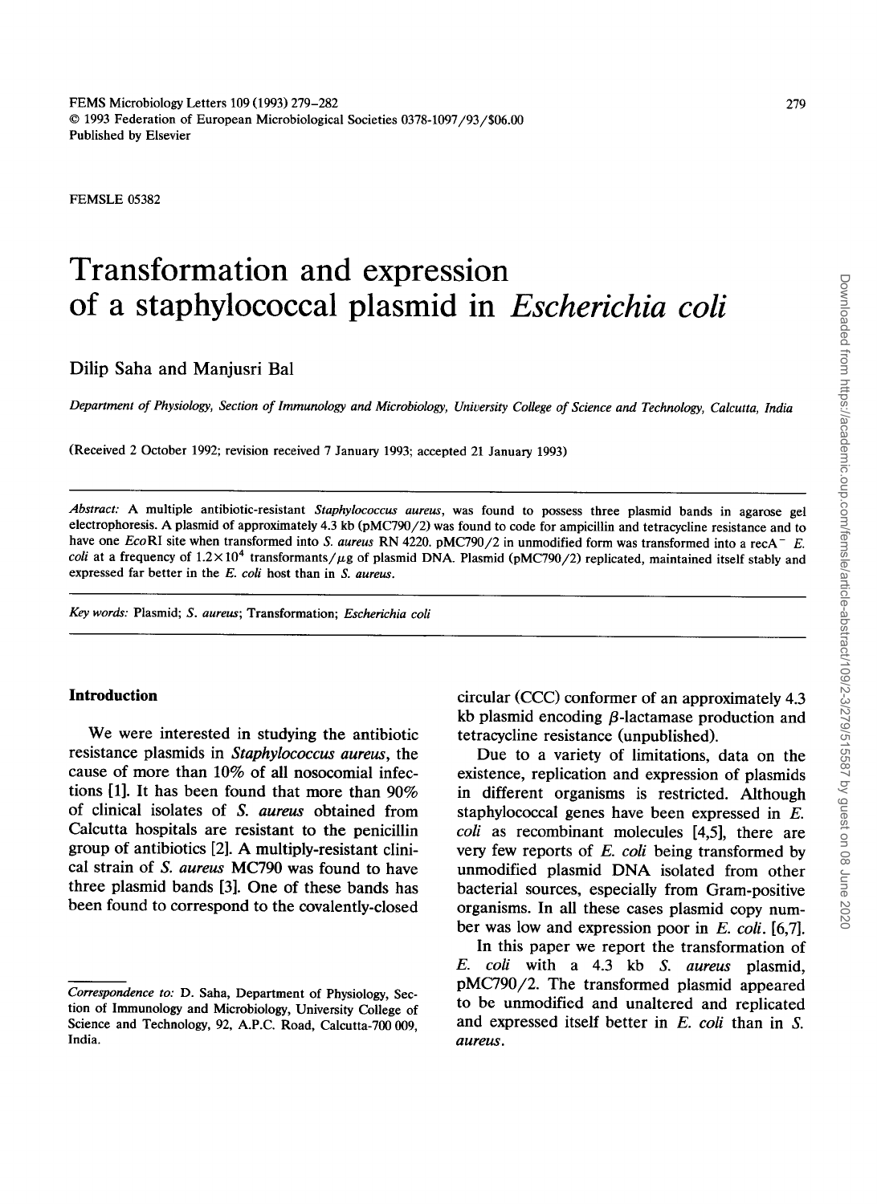FEMSLE 05382

# Transformation and expression of a staphylococcal plasmid in *Escherichia coli*

Dilip Saha and Manjusri Bal

*Department of Physiology, Section of Immunology and Microbiology, University College of Science and Technology, Calcutta, India*

(Received 2 October 1992; revision received 7 January 1993; accepted 21 January 1993)

*Abstract:* A multiple antibiotic-resistant *Staphylococcus aureus*, was found to possess three plasmid bands in agarose gel electrophoresis. A plasmid of approximately 4.3 kb (pMC790/2) was found to code for ampicillin and tetracycline resistance and to have one *Eco*RI site when transformed into *S. aureus* RN 4220. pMC790/2 in unmodified form was transformed into a recA$^-$ *E. coli* at a frequency of $1.2 \times 10^4$ transformants/$\mu$g of plasmid DNA. Plasmid (pMC790/2) replicated, maintained itself stably and expressed far better in the *E. coli* host than in *S. aureus*.

*Key words:* Plasmid; *S. aureus*; Transformation; *Escherichia coli*

## Introduction

We were interested in studying the antibiotic resistance plasmids in *Staphylococcus aureus*, the cause of more than 10% of all nosocomial infections [1]. It has been found that more than 90% of clinical isolates of *S. aureus* obtained from Calcutta hospitals are resistant to the penicillin group of antibiotics [2]. A multiply-resistant clinical strain of *S. aureus* MC790 was found to have three plasmid bands [3]. One of these bands has been found to correspond to the covalently-closed circular (CCC) conformer of an approximately 4.3 kb plasmid encoding $\beta$-lactamase production and tetracycline resistance (unpublished).

Due to a variety of limitations, data on the existence, replication and expression of plasmids in different organisms is restricted. Although staphylococcal genes have been expressed in *E. coli* as recombinant molecules [4,5], there are very few reports of *E. coli* being transformed by unmodified plasmid DNA isolated from other bacterial sources, especially from Gram-positive organisms. In all these cases plasmid copy number was low and expression poor in *E. coli*. [6,7].

In this paper we report the transformation of *E. coli* with a 4.3 kb *S. aureus* plasmid, pMC790/2. The transformed plasmid appeared to be unmodified and unaltered and replicated and expressed itself better in *E. coli* than in *S. aureus*.

*Correspondence to:* D. Saha, Department of Physiology, Section of Immunology and Microbiology, University College of Science and Technology, 92, A.P.C. Road, Calcutta-700 009, India.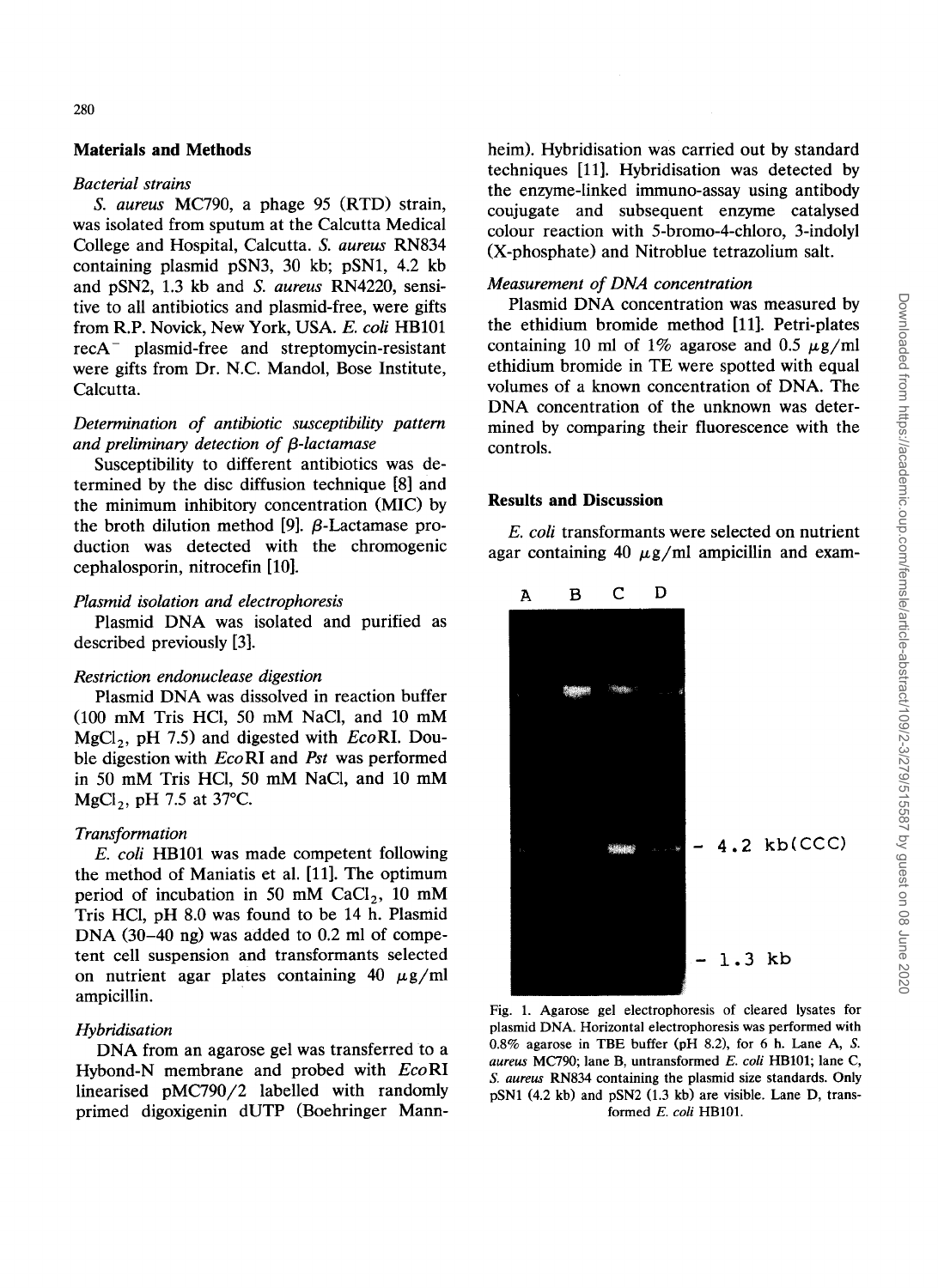## Materials and Methods

### *Bacterial strains*

*S. aureus* MC790, a phage 95 (RTD) strain, was isolated from sputum at the Calcutta Medical College and Hospital, Calcutta. *S. aureus* RN834 containing plasmid pSN3, 30 kb; pSN1, 4.2 kb and pSN2, 1.3 kb and *S. aureus* RN4220, sensitive to all antibiotics and plasmid-free, were gifts from R.P. Novick, New York, USA. *E. coli* HB101 $recA^-$ plasmid-free and streptomycin-resistant were gifts from Dr. N.C. Mandol, Bose Institute, Calcutta.

### *Determination of antibiotic susceptibility pattern and preliminary detection of β-lactamase*

Susceptibility to different antibiotics was determined by the disc diffusion technique [8] and the minimum inhibitory concentration (MIC) by the broth dilution method [9]. β-Lactamase production was detected with the chromogenic cephalosporin, nitrocefin [10].

### *Plasmid isolation and electrophoresis*

Plasmid DNA was isolated and purified as described previously [3].

### *Restriction endonuclease digestion*

Plasmid DNA was dissolved in reaction buffer (100 mM Tris HCl, 50 mM NaCl, and 10 mM $MgCl_2$, pH 7.5) and digested with *Eco*RI. Double digestion with *Eco*RI and *Pst* was performed in 50 mM Tris HCl, 50 mM NaCl, and 10 mM $MgCl_2$, pH 7.5 at 37°C.

### *Transformation*

*E. coli* HB101 was made competent following the method of Maniatis et al. [11]. The optimum period of incubation in 50 mM $CaCl_2$, 10 mM Tris HCl, pH 8.0 was found to be 14 h. Plasmid DNA (30–40 ng) was added to 0.2 ml of competent cell suspension and transformants selected on nutrient agar plates containing 40 μg/ml ampicillin.

### *Hybridisation*

DNA from an agarose gel was transferred to a Hybond-N membrane and probed with *Eco*RI linearised pMC790/2 labelled with randomly primed digoxigenin dUTP (Boehringer Mannheim). Hybridisation was carried out by standard techniques [11]. Hybridisation was detected by the enzyme-linked immuno-assay using antibody coujugate and subsequent enzyme catalysed colour reaction with 5-bromo-4-chloro, 3-indolyl (X-phosphate) and Nitroblue tetrazolium salt.

### *Measurement of DNA concentration*

Plasmid DNA concentration was measured by the ethidium bromide method [11]. Petri-plates containing 10 ml of 1% agarose and 0.5 μg/ml ethidium bromide in TE were spotted with equal volumes of a known concentration of DNA. The DNA concentration of the unknown was determined by comparing their fluorescence with the controls.

## Results and Discussion

*E. coli* transformants were selected on nutrient agar containing 40 μg/ml ampicillin and exam-

Fig. 1. Agarose gel electrophoresis of cleared lysates for plasmid DNA. Horizontal electrophoresis was performed with 0.8% agarose in TBE buffer (pH 8.2), for 6 h. Lane A, *S. aureus* MC790; lane B, untransformed *E. coli* HB101; lane C, *S. aureus* RN834 containing the plasmid size standards. Only pSN1 (4.2 kb) and pSN2 (1.3 kb) are visible. Lane D, transformed *E. coli* HB101.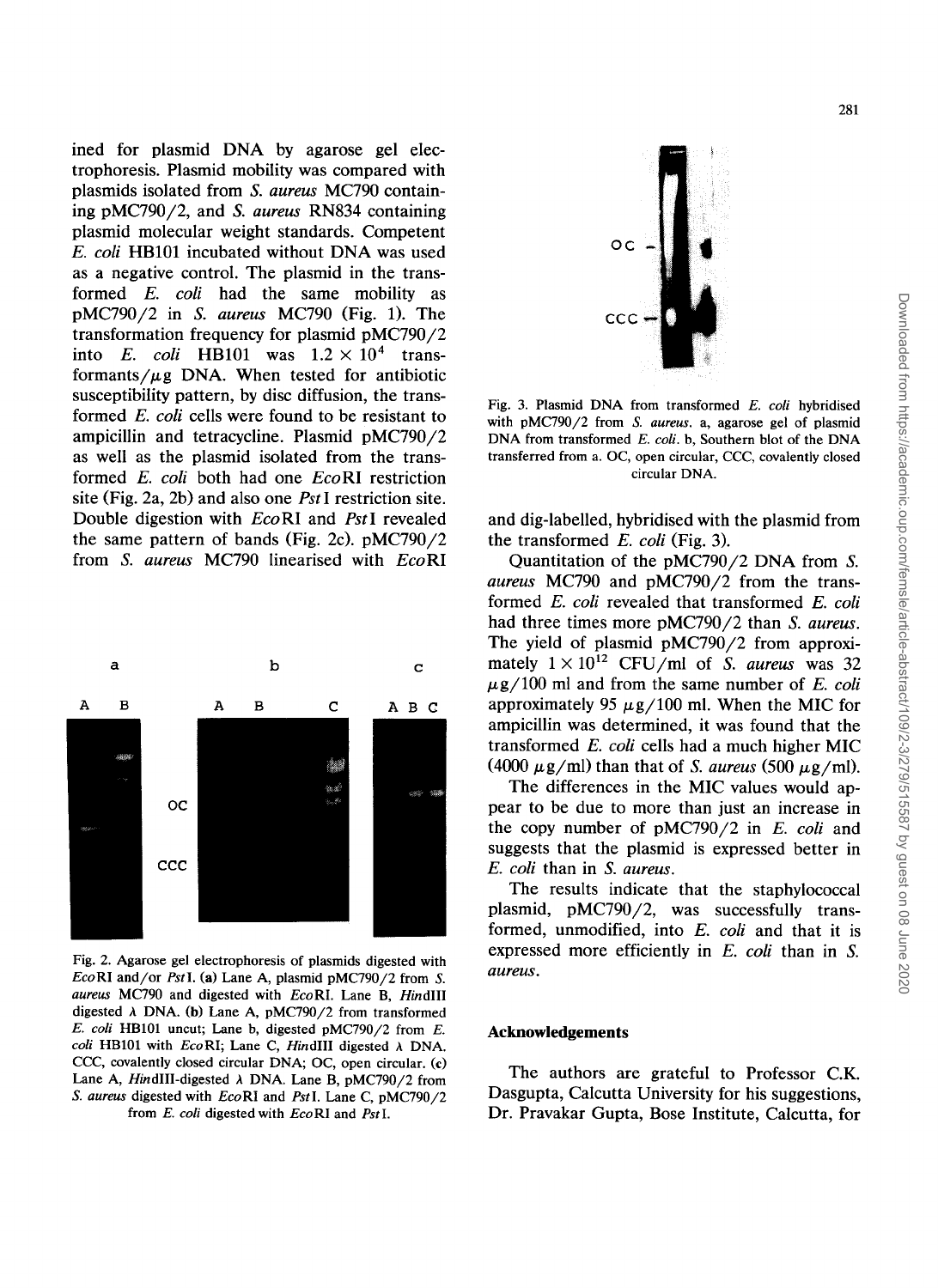ined for plasmid DNA by agarose gel electrophoresis. Plasmid mobility was compared with plasmids isolated from *S. aureus* MC790 containing pMC790/2, and *S. aureus* RN834 containing plasmid molecular weight standards. Competent *E. coli* HB101 incubated without DNA was used as a negative control. The plasmid in the transformed *E. coli* had the same mobility as pMC790/2 in *S. aureus* MC790 (Fig. 1). The transformation frequency for plasmid pMC790/2 into *E. coli* HB101 was $1.2 \times 10^4$ transformants/μg DNA. When tested for antibiotic susceptibility pattern, by disc diffusion, the transformed *E. coli* cells were found to be resistant to ampicillin and tetracycline. Plasmid pMC790/2 as well as the plasmid isolated from the transformed *E. coli* both had one *Eco*RI restriction site (Fig. 2a, 2b) and also one *Pst*I restriction site. Double digestion with *Eco*RI and *Pst*I revealed the same pattern of bands (Fig. 2c). pMC790/2 from *S. aureus* MC790 linearised with *Eco*RI

Fig. 2. Agarose gel electrophoresis of plasmids digested with *Eco*RI and/or *Pst*I. (a) Lane A, plasmid pMC790/2 from *S. aureus* MC790 and digested with *Eco*RI. Lane B, *Hin*dIII digested λ DNA. (b) Lane A, pMC790/2 from transformed *E. coli* HB101 uncut; Lane b, digested pMC790/2 from *E. coli* HB101 with *Eco*RI; Lane C, *Hin*dIII digested λ DNA. CCC, covalently closed circular DNA; OC, open circular. (c) Lane A, *Hin*dIII-digested λ DNA. Lane B, pMC790/2 from *S. aureus* digested with *Eco*RI and *Pst*I. Lane C, pMC790/2 from *E. coli* digested with *Eco*RI and *Pst*I.

Fig. 3. Plasmid DNA from transformed *E. coli* hybridised with pMC790/2 from *S. aureus*. a, agarose gel of plasmid DNA from transformed *E. coli*. b, Southern blot of the DNA transferred from a. OC, open circular, CCC, covalently closed circular DNA.

and dig-labelled, hybridised with the plasmid from the transformed *E. coli* (Fig. 3).

Quantitation of the pMC790/2 DNA from *S. aureus* MC790 and pMC790/2 from the transformed *E. coli* revealed that transformed *E. coli* had three times more pMC790/2 than *S. aureus*. The yield of plasmid pMC790/2 from approximately $1 \times 10^{12}$ CFU/ml of *S. aureus* was 32 μg/100 ml and from the same number of *E. coli* approximately 95 μg/100 ml. When the MIC for ampicillin was determined, it was found that the transformed *E. coli* cells had a much higher MIC (4000 μg/ml) than that of *S. aureus* (500 μg/ml).

The differences in the MIC values would appear to be due to more than just an increase in the copy number of pMC790/2 in *E. coli* and suggests that the plasmid is expressed better in *E. coli* than in *S. aureus*.

The results indicate that the staphylococcal plasmid, pMC790/2, was successfully transformed, unmodified, into *E. coli* and that it is expressed more efficiently in *E. coli* than in *S. aureus*.

## Acknowledgements

The authors are grateful to Professor C.K. Dasgupta, Calcutta University for his suggestions, Dr. Pravakar Gupta, Bose Institute, Calcutta, for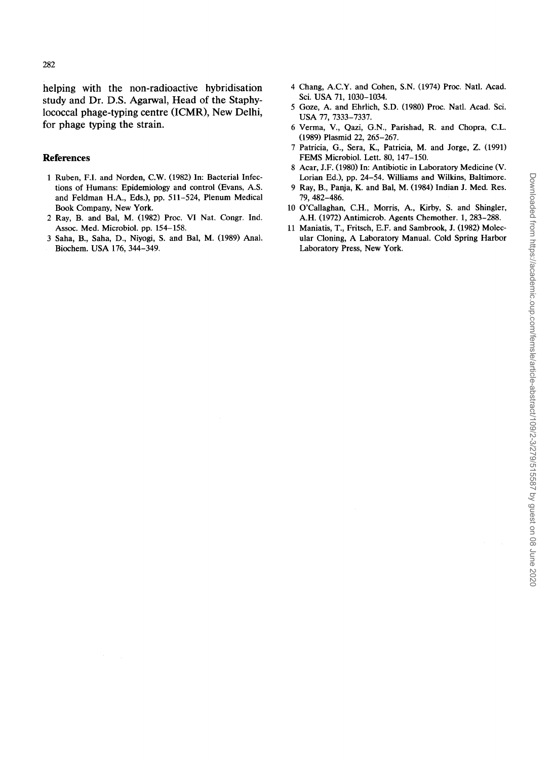helping with the non-radioactive hybridisation study and Dr. D.S. Agarwal, Head of the Staphylococcal phage-typing centre (ICMR), New Delhi, for phage typing the strain.

## References

1 Ruben, F.I. and Norden, C.W. (1982) In: Bacterial Infections of Humans: Epidemiology and control (Evans, A.S. and Feldman H.A., Eds.), pp. 511–524, Plenum Medical Book Company, New York.

2 Ray, B. and Bal, M. (1982) Proc. VI Nat. Congr. Ind. Assoc. Med. Microbiol. pp. 154–158.

3 Saha, B., Saha, D., Niyogi, S. and Bal, M. (1989) Anal. Biochem. USA 176, 344–349.

4 Chang, A.C.Y. and Cohen, S.N. (1974) Proc. Natl. Acad. Sci. USA 71, 1030–1034.

5 Goze, A. and Ehrlich, S.D. (1980) Proc. Natl. Acad. Sci. USA 77, 7333–7337.

6 Verma, V., Qazi, G.N., Parishad, R. and Chopra, C.L. (1989) Plasmid 22, 265–267.

7 Patricia, G., Sera, K., Patricia, M. and Jorge, Z. (1991) FEMS Microbiol. Lett. 80, 147–150.

8 Acar, J.F. (1980) In: Antibiotic in Laboratory Medicine (V. Lorian Ed.), pp. 24–54. Williams and Wilkins, Baltimore.

9 Ray, B., Panja, K. and Bal, M. (1984) Indian J. Med. Res. 79, 482–486.

10 O'Callaghan, C.H., Morris, A., Kirby, S. and Shingler, A.H. (1972) Antimicrob. Agents Chemother. 1, 283–288.

11 Maniatis, T., Fritsch, E.F. and Sambrook, J. (1982) Molecular Cloning, A Laboratory Manual. Cold Spring Harbor Laboratory Press, New York.